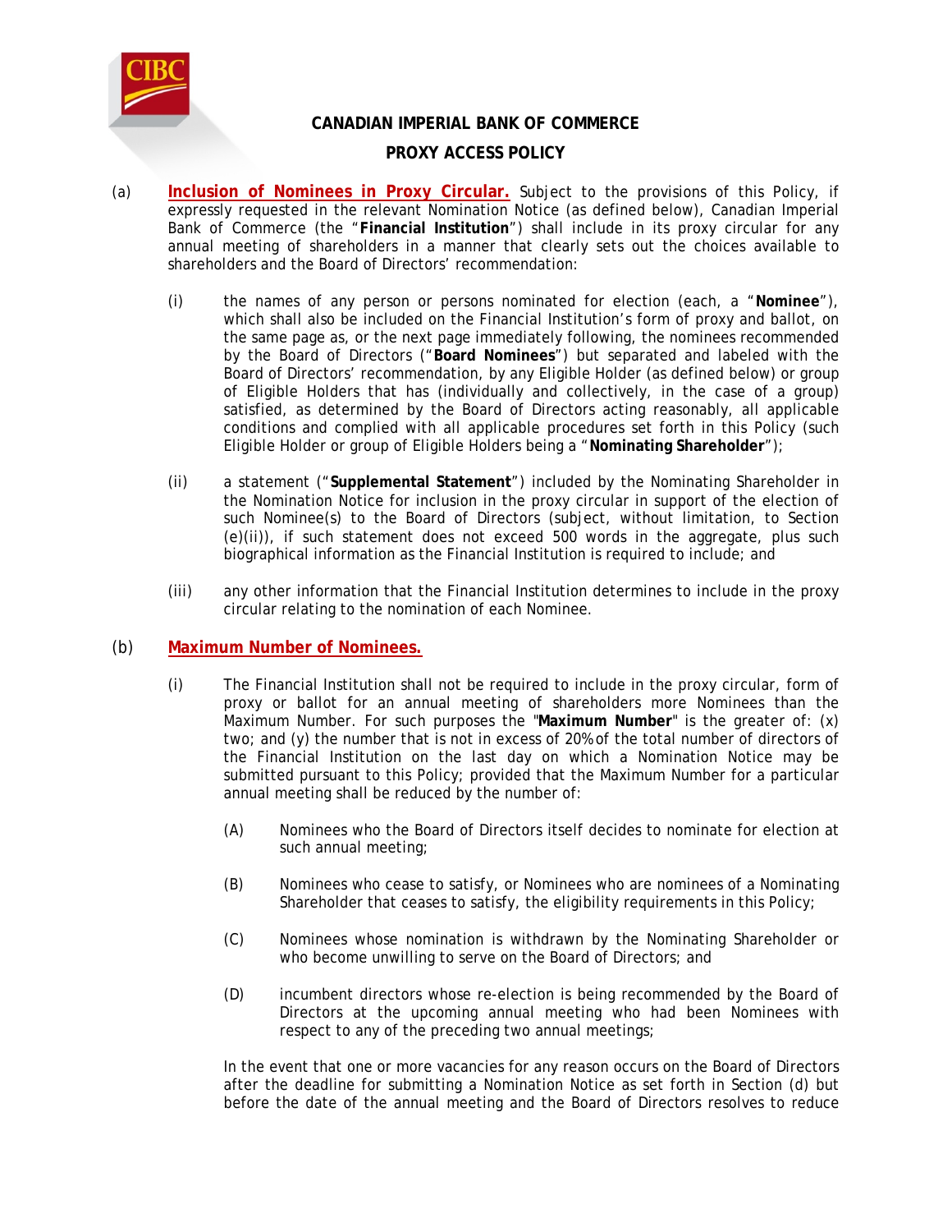# CANADIAN IMPERIAL BANK OF COMMERCE

## PROXY ACCESS POLICY

(a) **Inclusion of Nominees in Proxy Circular.** Subject to the provisions of this Policy, if expressly requested in the relevant Nomination Notice (as defined below), Canadian Imperial Bank of Commerce (the "**Financial Institution**") shall include in its proxy circular for any annual meeting of shareholders in a manner that clearly sets out the choices available to shareholders and the Board of Directors' recommendation:

(i) the names of any person or persons nominated for election (each, a "**Nominee**"), which shall also be included on the Financial Institution's form of proxy and ballot, on the same page as, or the next page immediately following, the nominees recommended by the Board of Directors ("**Board Nominees**") but separated and labeled with the Board of Directors' recommendation, by any Eligible Holder (as defined below) or group of Eligible Holders that has (individually and collectively, in the case of a group) satisfied, as determined by the Board of Directors acting reasonably, all applicable conditions and complied with all applicable procedures set forth in this Policy (such Eligible Holder or group of Eligible Holders being a "**Nominating Shareholder**");

(ii) a statement ("**Supplemental Statement**") included by the Nominating Shareholder in the Nomination Notice for inclusion in the proxy circular in support of the election of such Nominee(s) to the Board of Directors (subject, without limitation, to Section (e)(ii)), if such statement does not exceed 500 words in the aggregate, plus such biographical information as the Financial Institution is required to include; and

(iii) any other information that the Financial Institution determines to include in the proxy circular relating to the nomination of each Nominee.

(b) **Maximum Number of Nominees.**

(i) The Financial Institution shall not be required to include in the proxy circular, form of proxy or ballot for an annual meeting of shareholders more Nominees than the Maximum Number. For such purposes the "**Maximum Number**" is the greater of: (x) two; and (y) the number that is not in excess of 20% of the total number of directors of the Financial Institution on the last day on which a Nomination Notice may be submitted pursuant to this Policy; provided that the Maximum Number for a particular annual meeting shall be reduced by the number of:

(A) Nominees who the Board of Directors itself decides to nominate for election at such annual meeting;

(B) Nominees who cease to satisfy, or Nominees who are nominees of a Nominating Shareholder that ceases to satisfy, the eligibility requirements in this Policy;

(C) Nominees whose nomination is withdrawn by the Nominating Shareholder or who become unwilling to serve on the Board of Directors; and

(D) incumbent directors whose re-election is being recommended by the Board of Directors at the upcoming annual meeting who had been Nominees with respect to any of the preceding two annual meetings;

In the event that one or more vacancies for any reason occurs on the Board of Directors after the deadline for submitting a Nomination Notice as set forth in Section (d) but before the date of the annual meeting and the Board of Directors resolves to reduce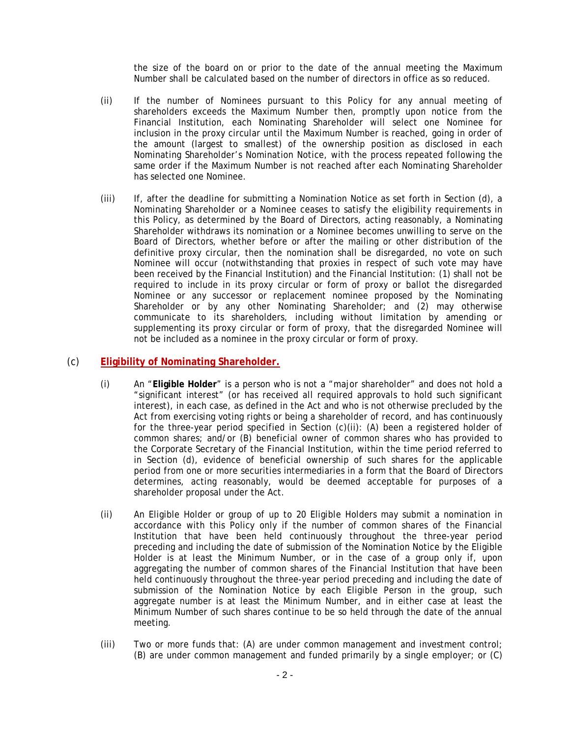the size of the board on or prior to the date of the annual meeting the Maximum Number shall be calculated based on the number of directors in office as so reduced.

(ii) If the number of Nominees pursuant to this Policy for any annual meeting of shareholders exceeds the Maximum Number then, promptly upon notice from the Financial Institution, each Nominating Shareholder will select one Nominee for inclusion in the proxy circular until the Maximum Number is reached, going in order of the amount (largest to smallest) of the ownership position as disclosed in each Nominating Shareholder's Nomination Notice, with the process repeated following the same order if the Maximum Number is not reached after each Nominating Shareholder has selected one Nominee.

(iii) If, after the deadline for submitting a Nomination Notice as set forth in Section (d), a Nominating Shareholder or a Nominee ceases to satisfy the eligibility requirements in this Policy, as determined by the Board of Directors, acting reasonably, a Nominating Shareholder withdraws its nomination or a Nominee becomes unwilling to serve on the Board of Directors, whether before or after the mailing or other distribution of the definitive proxy circular, then the nomination shall be disregarded, no vote on such Nominee will occur (notwithstanding that proxies in respect of such vote may have been received by the Financial Institution) and the Financial Institution: (1) shall not be required to include in its proxy circular or form of proxy or ballot the disregarded Nominee or any successor or replacement nominee proposed by the Nominating Shareholder or by any other Nominating Shareholder; and (2) may otherwise communicate to its shareholders, including without limitation by amending or supplementing its proxy circular or form of proxy, that the disregarded Nominee will not be included as a nominee in the proxy circular or form of proxy.

## (c) Eligibility of Nominating Shareholder.

(i) An "**Eligible Holder**" is a person who is not a "major shareholder" and does not hold a "significant interest" (or has received all required approvals to hold such significant interest), in each case, as defined in the Act and who is not otherwise precluded by the Act from exercising voting rights or being a shareholder of record, and has continuously for the three-year period specified in Section (c)(ii): (A) been a registered holder of common shares; and/or (B) beneficial owner of common shares who has provided to the Corporate Secretary of the Financial Institution, within the time period referred to in Section (d), evidence of beneficial ownership of such shares for the applicable period from one or more securities intermediaries in a form that the Board of Directors determines, acting reasonably, would be deemed acceptable for purposes of a shareholder proposal under the Act.

(ii) An Eligible Holder or group of up to 20 Eligible Holders may submit a nomination in accordance with this Policy only if the number of common shares of the Financial Institution that have been held continuously throughout the three-year period preceding and including the date of submission of the Nomination Notice by the Eligible Holder is at least the Minimum Number, or in the case of a group only if, upon aggregating the number of common shares of the Financial Institution that have been held continuously throughout the three-year period preceding and including the date of submission of the Nomination Notice by each Eligible Person in the group, such aggregate number is at least the Minimum Number, and in either case at least the Minimum Number of such shares continue to be so held through the date of the annual meeting.

(iii) Two or more funds that: (A) are under common management and investment control; (B) are under common management and funded primarily by a single employer; or (C)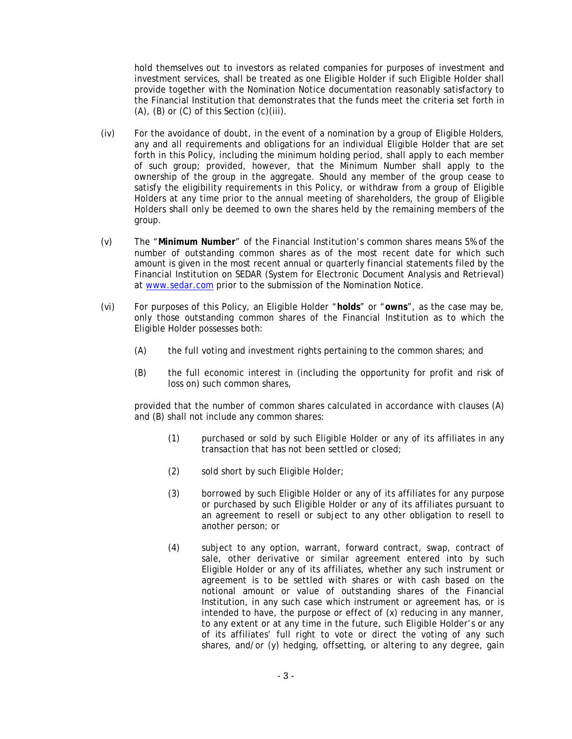hold themselves out to investors as related companies for purposes of investment and investment services, shall be treated as one Eligible Holder if such Eligible Holder shall provide together with the Nomination Notice documentation reasonably satisfactory to the Financial Institution that demonstrates that the funds meet the criteria set forth in (A), (B) or (C) of this Section (c)(iii).

(iv) For the avoidance of doubt, in the event of a nomination by a group of Eligible Holders, any and all requirements and obligations for an individual Eligible Holder that are set forth in this Policy, including the minimum holding period, shall apply to each member of such group; provided, however, that the Minimum Number shall apply to the ownership of the group in the aggregate. Should any member of the group cease to satisfy the eligibility requirements in this Policy, or withdraw from a group of Eligible Holders at any time prior to the annual meeting of shareholders, the group of Eligible Holders shall only be deemed to own the shares held by the remaining members of the group.

(v) The "**Minimum Number**" of the Financial Institution's common shares means 5% of the number of outstanding common shares as of the most recent date for which such amount is given in the most recent annual or quarterly financial statements filed by the Financial Institution on SEDAR (System for Electronic Document Analysis and Retrieval) at www.sedar.com prior to the submission of the Nomination Notice.

(vi) For purposes of this Policy, an Eligible Holder "**holds**" or "**owns**", as the case may be, only those outstanding common shares of the Financial Institution as to which the Eligible Holder possesses both:

(A) the full voting and investment rights pertaining to the common shares; and

(B) the full economic interest in (including the opportunity for profit and risk of loss on) such common shares,

provided that the number of common shares calculated in accordance with clauses (A) and (B) shall not include any common shares:

(1) purchased or sold by such Eligible Holder or any of its affiliates in any transaction that has not been settled or closed;

(2) sold short by such Eligible Holder;

(3) borrowed by such Eligible Holder or any of its affiliates for any purpose or purchased by such Eligible Holder or any of its affiliates pursuant to an agreement to resell or subject to any other obligation to resell to another person; or

(4) subject to any option, warrant, forward contract, swap, contract of sale, other derivative or similar agreement entered into by such Eligible Holder or any of its affiliates, whether any such instrument or agreement is to be settled with shares or with cash based on the notional amount or value of outstanding shares of the Financial Institution, in any such case which instrument or agreement has, or is intended to have, the purpose or effect of (x) reducing in any manner, to any extent or at any time in the future, such Eligible Holder's or any of its affiliates' full right to vote or direct the voting of any such shares, and/or (y) hedging, offsetting, or altering to any degree, gain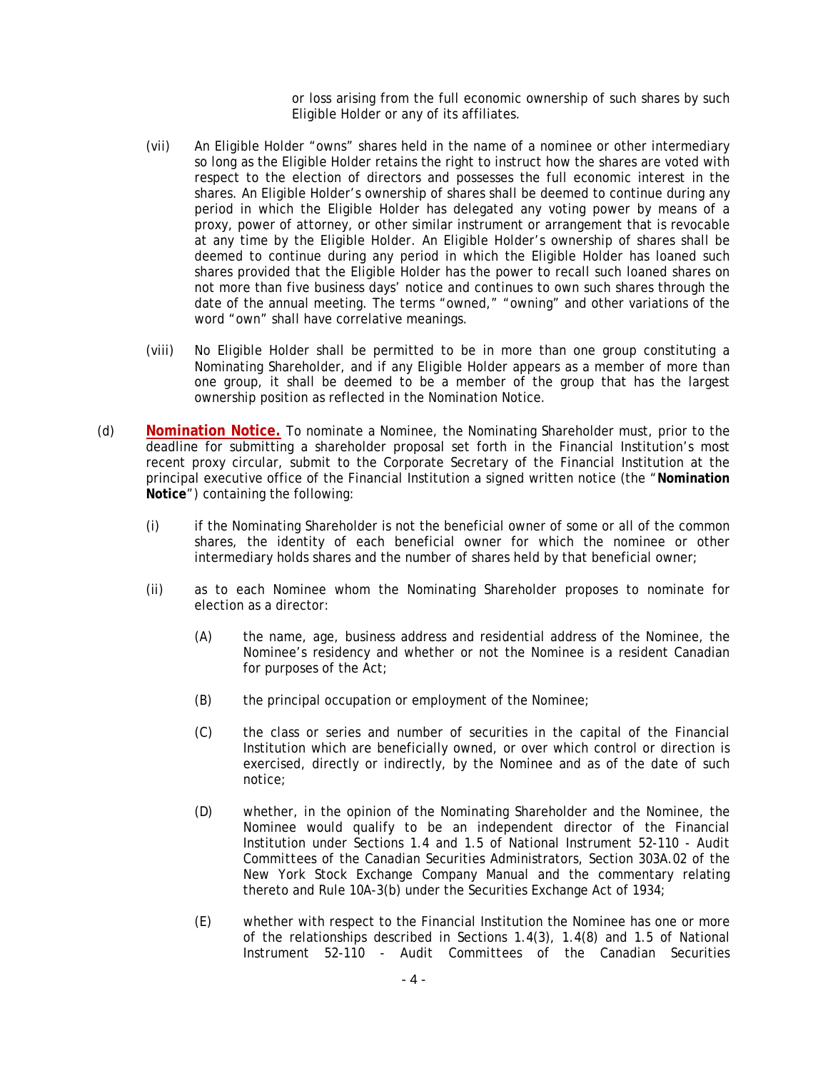or loss arising from the full economic ownership of such shares by such Eligible Holder or any of its affiliates.

(vii) An Eligible Holder "owns" shares held in the name of a nominee or other intermediary so long as the Eligible Holder retains the right to instruct how the shares are voted with respect to the election of directors and possesses the full economic interest in the shares. An Eligible Holder's ownership of shares shall be deemed to continue during any period in which the Eligible Holder has delegated any voting power by means of a proxy, power of attorney, or other similar instrument or arrangement that is revocable at any time by the Eligible Holder. An Eligible Holder's ownership of shares shall be deemed to continue during any period in which the Eligible Holder has loaned such shares provided that the Eligible Holder has the power to recall such loaned shares on not more than five business days' notice and continues to own such shares through the date of the annual meeting. The terms "owned," "owning" and other variations of the word "own" shall have correlative meanings.

(viii) No Eligible Holder shall be permitted to be in more than one group constituting a Nominating Shareholder, and if any Eligible Holder appears as a member of more than one group, it shall be deemed to be a member of the group that has the largest ownership position as reflected in the Nomination Notice.

(d) **Nomination Notice.** To nominate a Nominee, the Nominating Shareholder must, prior to the deadline for submitting a shareholder proposal set forth in the Financial Institution's most recent proxy circular, submit to the Corporate Secretary of the Financial Institution at the principal executive office of the Financial Institution a signed written notice (the "**Nomination Notice**") containing the following:

(i) if the Nominating Shareholder is not the beneficial owner of some or all of the common shares, the identity of each beneficial owner for which the nominee or other intermediary holds shares and the number of shares held by that beneficial owner;

(ii) as to each Nominee whom the Nominating Shareholder proposes to nominate for election as a director:

(A) the name, age, business address and residential address of the Nominee, the Nominee's residency and whether or not the Nominee is a resident Canadian for purposes of the Act;

(B) the principal occupation or employment of the Nominee;

(C) the class or series and number of securities in the capital of the Financial Institution which are beneficially owned, or over which control or direction is exercised, directly or indirectly, by the Nominee and as of the date of such notice;

(D) whether, in the opinion of the Nominating Shareholder and the Nominee, the Nominee would qualify to be an independent director of the Financial Institution under Sections 1.4 and 1.5 of National Instrument 52-110 - Audit Committees of the Canadian Securities Administrators, Section 303A.02 of the New York Stock Exchange Company Manual and the commentary relating thereto and Rule 10A-3(b) under the Securities Exchange Act of 1934;

(E) whether with respect to the Financial Institution the Nominee has one or more of the relationships described in Sections 1.4(3), 1.4(8) and 1.5 of National Instrument 52-110 - Audit Committees of the Canadian Securities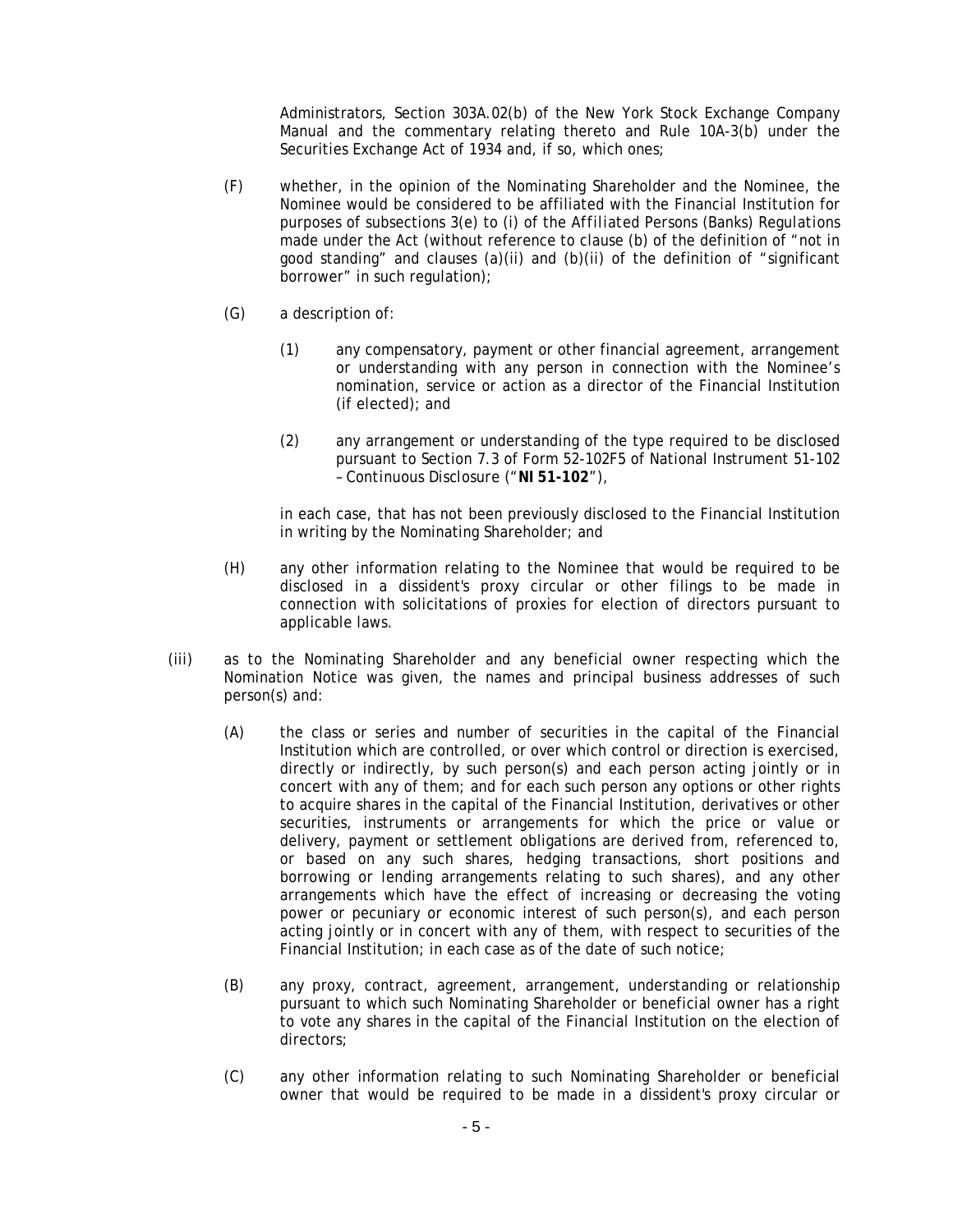Administrators, Section 303A.02(b) of the New York Stock Exchange Company Manual and the commentary relating thereto and Rule 10A-3(b) under the Securities Exchange Act of 1934 and, if so, which ones;

(F) whether, in the opinion of the Nominating Shareholder and the Nominee, the Nominee would be considered to be affiliated with the Financial Institution for purposes of subsections 3(e) to (i) of the *Affiliated Persons (Banks) Regulations* made under the Act (without reference to clause (b) of the definition of "not in good standing" and clauses (a)(ii) and (b)(ii) of the definition of "significant borrower" in such regulation);

(G) a description of:

(1) any compensatory, payment or other financial agreement, arrangement or understanding with any person in connection with the Nominee's nomination, service or action as a director of the Financial Institution (if elected); and

(2) any arrangement or understanding of the type required to be disclosed pursuant to Section 7.3 of Form 52-102F5 of National Instrument 51-102 – *Continuous Disclosure* ("**NI 51-102**"),

in each case, that has not been previously disclosed to the Financial Institution in writing by the Nominating Shareholder; and

(H) any other information relating to the Nominee that would be required to be disclosed in a dissident's proxy circular or other filings to be made in connection with solicitations of proxies for election of directors pursuant to applicable laws.

(iii) as to the Nominating Shareholder and any beneficial owner respecting which the Nomination Notice was given, the names and principal business addresses of such person(s) and:

(A) the class or series and number of securities in the capital of the Financial Institution which are controlled, or over which control or direction is exercised, directly or indirectly, by such person(s) and each person acting jointly or in concert with any of them; and for each such person any options or other rights to acquire shares in the capital of the Financial Institution, derivatives or other securities, instruments or arrangements for which the price or value or delivery, payment or settlement obligations are derived from, referenced to, or based on any such shares, hedging transactions, short positions and borrowing or lending arrangements relating to such shares), and any other arrangements which have the effect of increasing or decreasing the voting power or pecuniary or economic interest of such person(s), and each person acting jointly or in concert with any of them, with respect to securities of the Financial Institution; in each case as of the date of such notice;

(B) any proxy, contract, agreement, arrangement, understanding or relationship pursuant to which such Nominating Shareholder or beneficial owner has a right to vote any shares in the capital of the Financial Institution on the election of directors;

(C) any other information relating to such Nominating Shareholder or beneficial owner that would be required to be made in a dissident's proxy circular or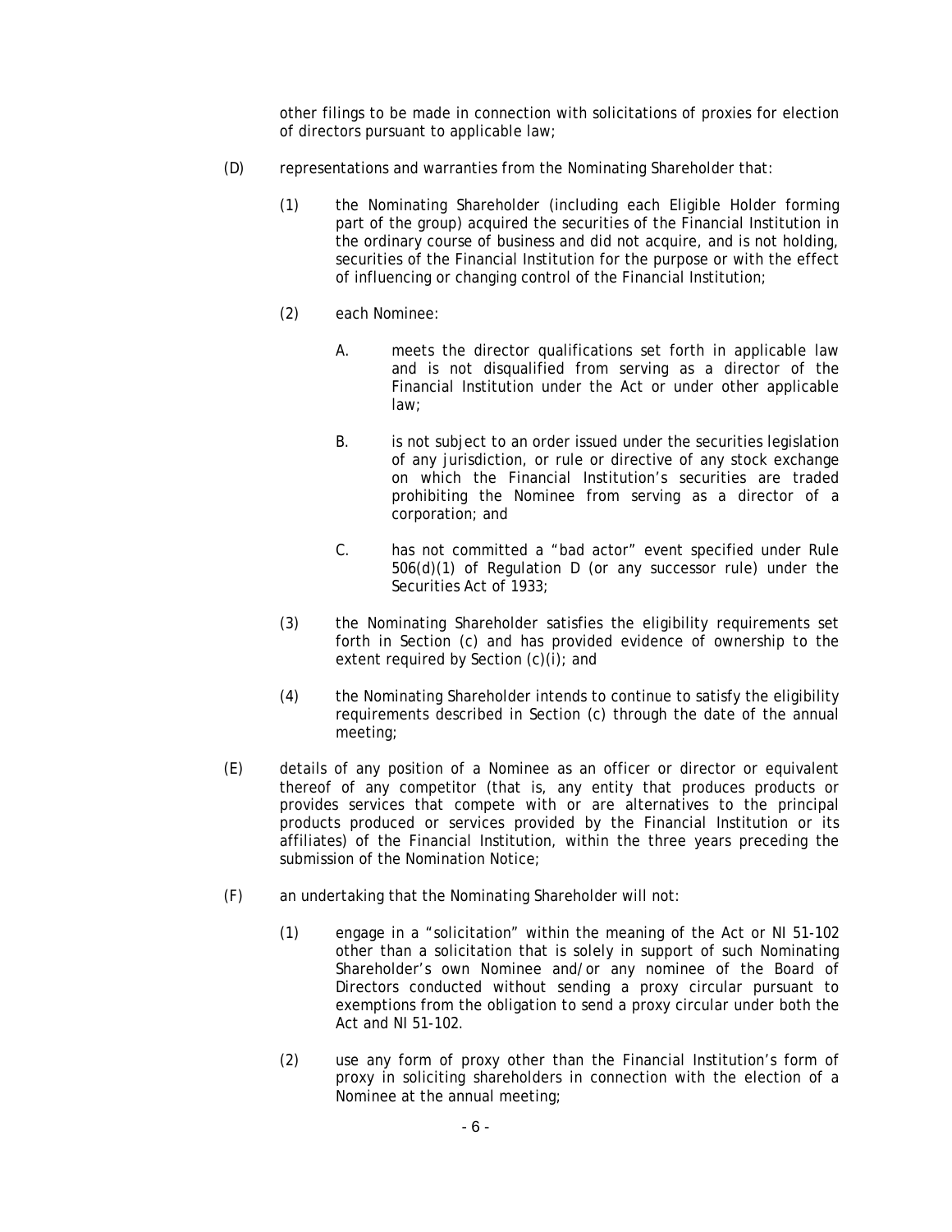other filings to be made in connection with solicitations of proxies for election of directors pursuant to applicable law;

(D) representations and warranties from the Nominating Shareholder that:

(1) the Nominating Shareholder (including each Eligible Holder forming part of the group) acquired the securities of the Financial Institution in the ordinary course of business and did not acquire, and is not holding, securities of the Financial Institution for the purpose or with the effect of influencing or changing control of the Financial Institution;

(2) each Nominee:

A. meets the director qualifications set forth in applicable law and is not disqualified from serving as a director of the Financial Institution under the Act or under other applicable law;

B. is not subject to an order issued under the securities legislation of any jurisdiction, or rule or directive of any stock exchange on which the Financial Institution's securities are traded prohibiting the Nominee from serving as a director of a corporation; and

C. has not committed a "bad actor" event specified under Rule 506(d)(1) of Regulation D (or any successor rule) under the Securities Act of 1933;

(3) the Nominating Shareholder satisfies the eligibility requirements set forth in Section (c) and has provided evidence of ownership to the extent required by Section (c)(i); and

(4) the Nominating Shareholder intends to continue to satisfy the eligibility requirements described in Section (c) through the date of the annual meeting;

(E) details of any position of a Nominee as an officer or director or equivalent thereof of any competitor (that is, any entity that produces products or provides services that compete with or are alternatives to the principal products produced or services provided by the Financial Institution or its affiliates) of the Financial Institution, within the three years preceding the submission of the Nomination Notice;

(F) an undertaking that the Nominating Shareholder will not:

(1) engage in a "solicitation" within the meaning of the Act or NI 51-102 other than a solicitation that is solely in support of such Nominating Shareholder's own Nominee and/or any nominee of the Board of Directors conducted without sending a proxy circular pursuant to exemptions from the obligation to send a proxy circular under both the Act and NI 51-102.

(2) use any form of proxy other than the Financial Institution's form of proxy in soliciting shareholders in connection with the election of a Nominee at the annual meeting;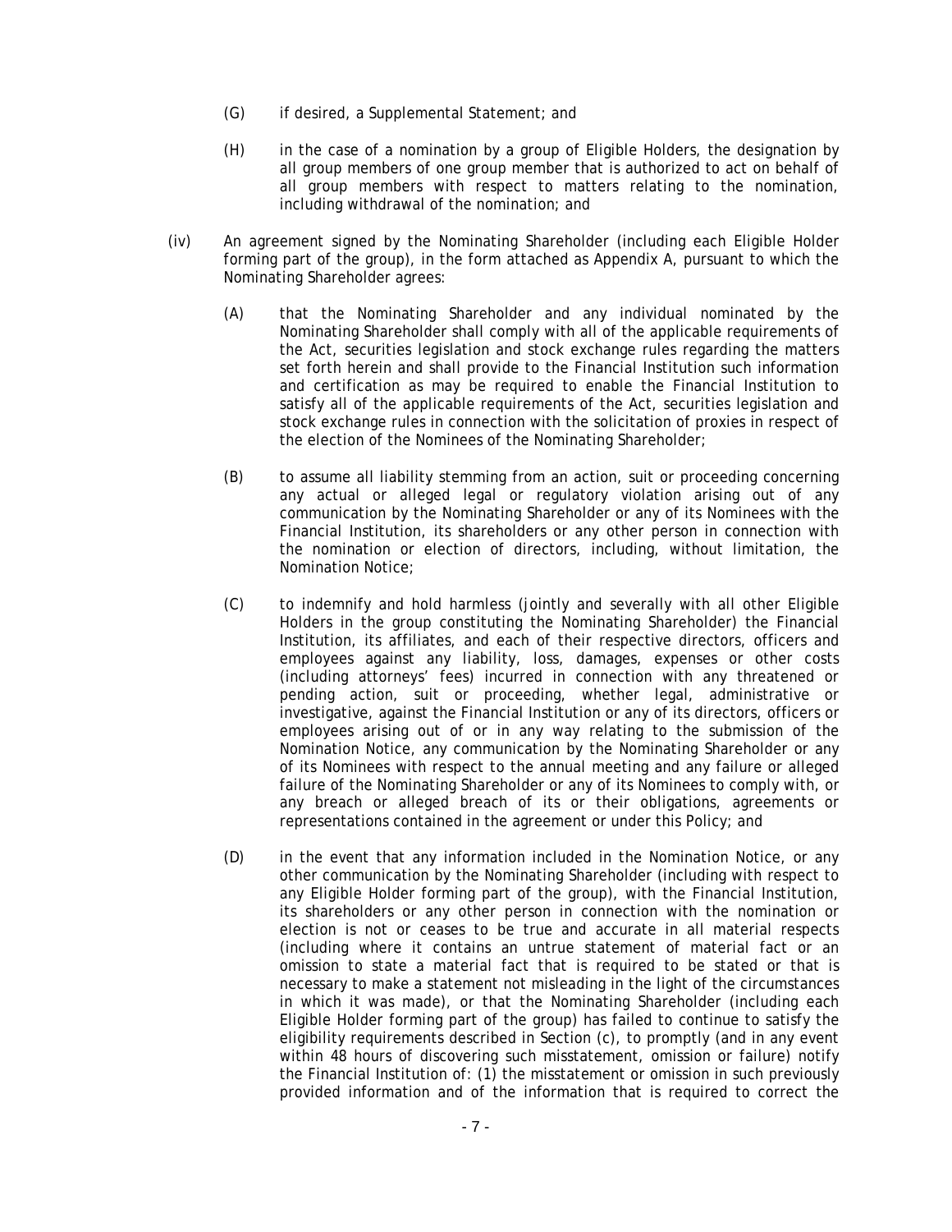(G) if desired, a Supplemental Statement; and

(H) in the case of a nomination by a group of Eligible Holders, the designation by all group members of one group member that is authorized to act on behalf of all group members with respect to matters relating to the nomination, including withdrawal of the nomination; and

(iv) An agreement signed by the Nominating Shareholder (including each Eligible Holder forming part of the group), in the form attached as Appendix A, pursuant to which the Nominating Shareholder agrees:

(A) that the Nominating Shareholder and any individual nominated by the Nominating Shareholder shall comply with all of the applicable requirements of the Act, securities legislation and stock exchange rules regarding the matters set forth herein and shall provide to the Financial Institution such information and certification as may be required to enable the Financial Institution to satisfy all of the applicable requirements of the Act, securities legislation and stock exchange rules in connection with the solicitation of proxies in respect of the election of the Nominees of the Nominating Shareholder;

(B) to assume all liability stemming from an action, suit or proceeding concerning any actual or alleged legal or regulatory violation arising out of any communication by the Nominating Shareholder or any of its Nominees with the Financial Institution, its shareholders or any other person in connection with the nomination or election of directors, including, without limitation, the Nomination Notice;

(C) to indemnify and hold harmless (jointly and severally with all other Eligible Holders in the group constituting the Nominating Shareholder) the Financial Institution, its affiliates, and each of their respective directors, officers and employees against any liability, loss, damages, expenses or other costs (including attorneys' fees) incurred in connection with any threatened or pending action, suit or proceeding, whether legal, administrative or investigative, against the Financial Institution or any of its directors, officers or employees arising out of or in any way relating to the submission of the Nomination Notice, any communication by the Nominating Shareholder or any of its Nominees with respect to the annual meeting and any failure or alleged failure of the Nominating Shareholder or any of its Nominees to comply with, or any breach or alleged breach of its or their obligations, agreements or representations contained in the agreement or under this Policy; and

(D) in the event that any information included in the Nomination Notice, or any other communication by the Nominating Shareholder (including with respect to any Eligible Holder forming part of the group), with the Financial Institution, its shareholders or any other person in connection with the nomination or election is not or ceases to be true and accurate in all material respects (including where it contains an untrue statement of material fact or an omission to state a material fact that is required to be stated or that is necessary to make a statement not misleading in the light of the circumstances in which it was made), or that the Nominating Shareholder (including each Eligible Holder forming part of the group) has failed to continue to satisfy the eligibility requirements described in Section (c), to promptly (and in any event within 48 hours of discovering such misstatement, omission or failure) notify the Financial Institution of: (1) the misstatement or omission in such previously provided information and of the information that is required to correct the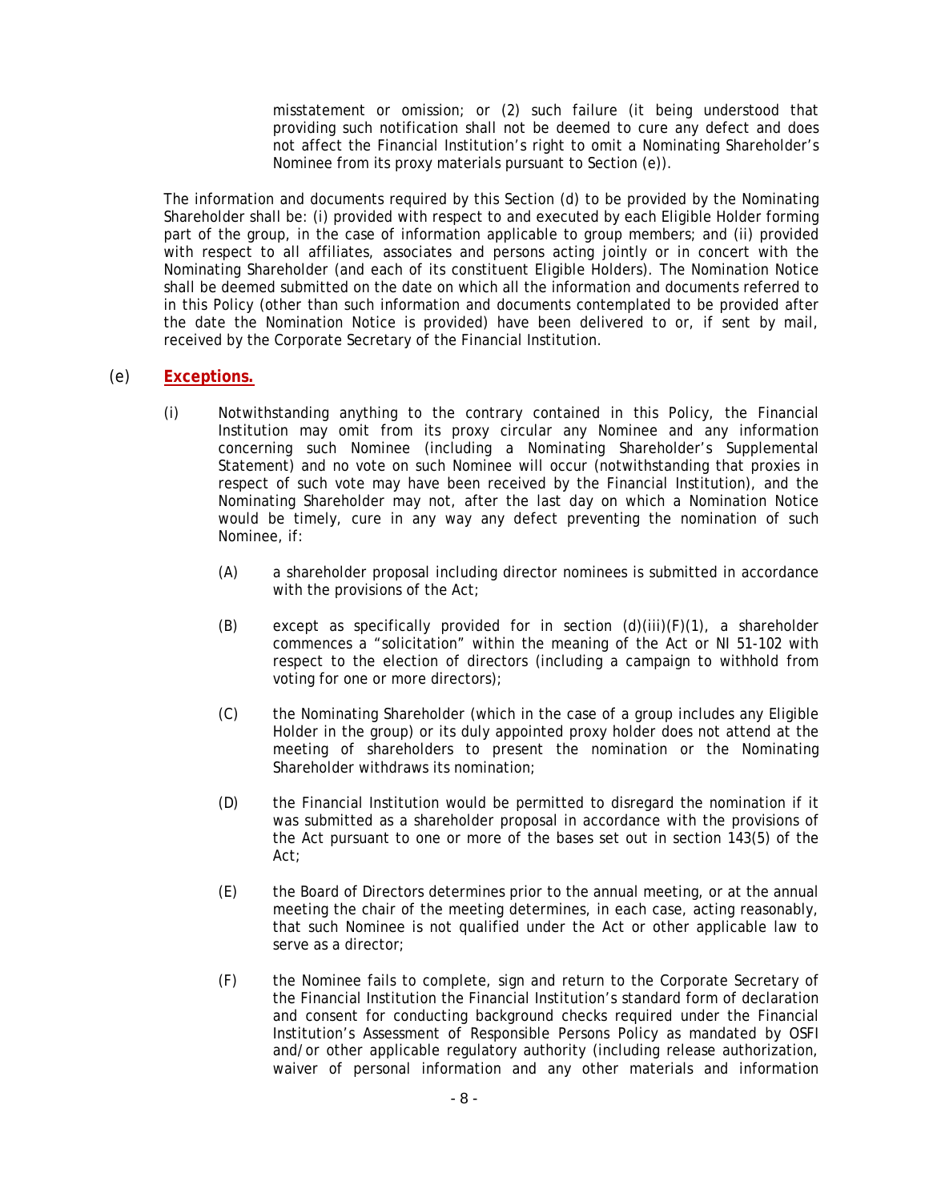misstatement or omission; or (2) such failure (it being understood that providing such notification shall not be deemed to cure any defect and does not affect the Financial Institution's right to omit a Nominating Shareholder's Nominee from its proxy materials pursuant to Section (e)).

The information and documents required by this Section (d) to be provided by the Nominating Shareholder shall be: (i) provided with respect to and executed by each Eligible Holder forming part of the group, in the case of information applicable to group members; and (ii) provided with respect to all affiliates, associates and persons acting jointly or in concert with the Nominating Shareholder (and each of its constituent Eligible Holders). The Nomination Notice shall be deemed submitted on the date on which all the information and documents referred to in this Policy (other than such information and documents contemplated to be provided after the date the Nomination Notice is provided) have been delivered to or, if sent by mail, received by the Corporate Secretary of the Financial Institution.

(e) **Exceptions.**

(i) Notwithstanding anything to the contrary contained in this Policy, the Financial Institution may omit from its proxy circular any Nominee and any information concerning such Nominee (including a Nominating Shareholder's Supplemental Statement) and no vote on such Nominee will occur (notwithstanding that proxies in respect of such vote may have been received by the Financial Institution), and the Nominating Shareholder may not, after the last day on which a Nomination Notice would be timely, cure in any way any defect preventing the nomination of such Nominee, if:

(A) a shareholder proposal including director nominees is submitted in accordance with the provisions of the Act;

(B) except as specifically provided for in section (d)(iii)(F)(1), a shareholder commences a "solicitation" within the meaning of the Act or NI 51-102 with respect to the election of directors (including a campaign to withhold from voting for one or more directors);

(C) the Nominating Shareholder (which in the case of a group includes any Eligible Holder in the group) or its duly appointed proxy holder does not attend at the meeting of shareholders to present the nomination or the Nominating Shareholder withdraws its nomination;

(D) the Financial Institution would be permitted to disregard the nomination if it was submitted as a shareholder proposal in accordance with the provisions of the Act pursuant to one or more of the bases set out in section 143(5) of the Act;

(E) the Board of Directors determines prior to the annual meeting, or at the annual meeting the chair of the meeting determines, in each case, acting reasonably, that such Nominee is not qualified under the Act or other applicable law to serve as a director;

(F) the Nominee fails to complete, sign and return to the Corporate Secretary of the Financial Institution the Financial Institution's standard form of declaration and consent for conducting background checks required under the Financial Institution's Assessment of Responsible Persons Policy as mandated by OSFI and/or other applicable regulatory authority (including release authorization, waiver of personal information and any other materials and information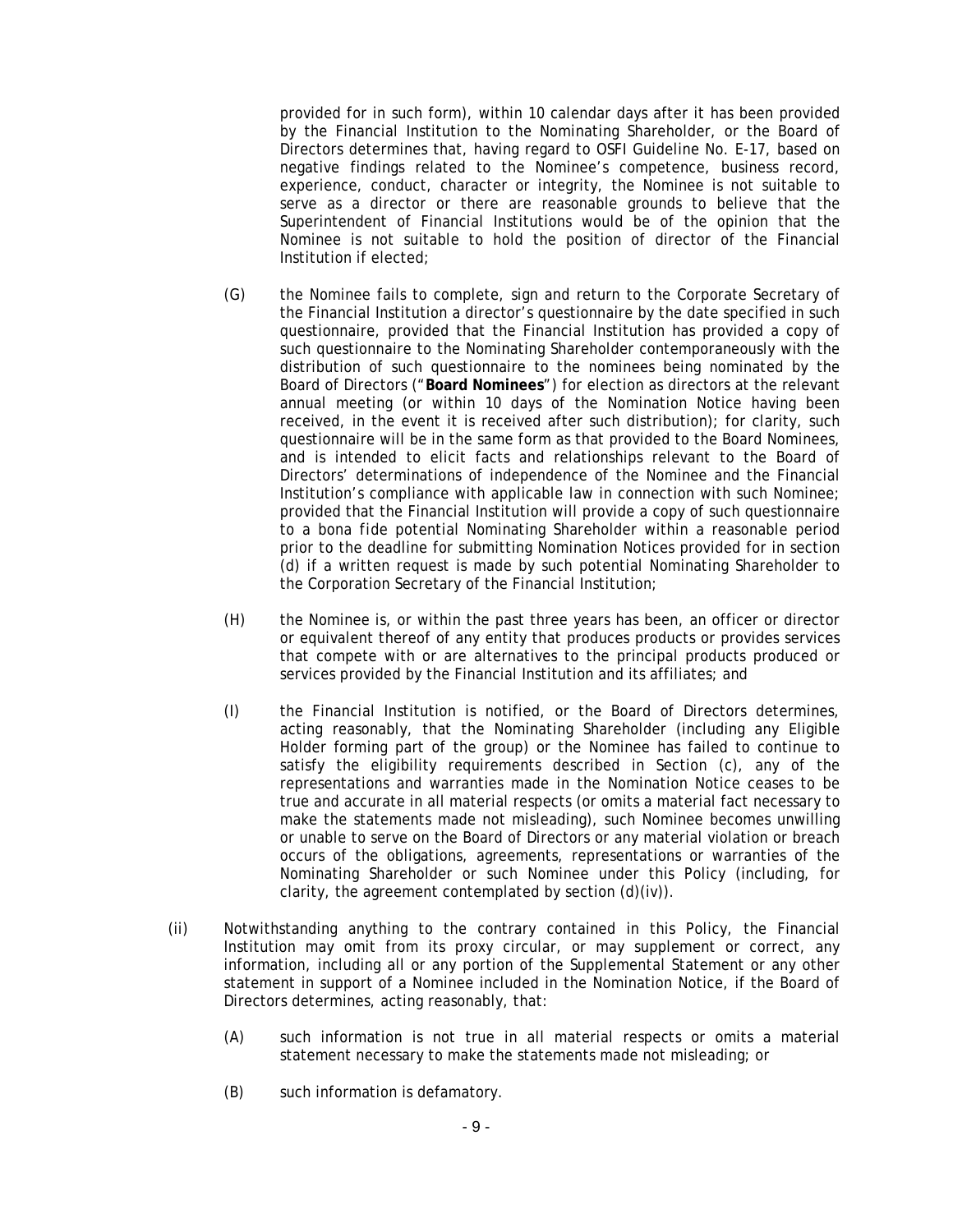provided for in such form), within 10 calendar days after it has been provided by the Financial Institution to the Nominating Shareholder, or the Board of Directors determines that, having regard to OSFI Guideline No. E-17, based on negative findings related to the Nominee's competence, business record, experience, conduct, character or integrity, the Nominee is not suitable to serve as a director or there are reasonable grounds to believe that the Superintendent of Financial Institutions would be of the opinion that the Nominee is not suitable to hold the position of director of the Financial Institution if elected;

(G) the Nominee fails to complete, sign and return to the Corporate Secretary of the Financial Institution a director's questionnaire by the date specified in such questionnaire, provided that the Financial Institution has provided a copy of such questionnaire to the Nominating Shareholder contemporaneously with the distribution of such questionnaire to the nominees being nominated by the Board of Directors ("**Board Nominees**") for election as directors at the relevant annual meeting (or within 10 days of the Nomination Notice having been received, in the event it is received after such distribution); for clarity, such questionnaire will be in the same form as that provided to the Board Nominees, and is intended to elicit facts and relationships relevant to the Board of Directors' determinations of independence of the Nominee and the Financial Institution's compliance with applicable law in connection with such Nominee; provided that the Financial Institution will provide a copy of such questionnaire to a bona fide potential Nominating Shareholder within a reasonable period prior to the deadline for submitting Nomination Notices provided for in section (d) if a written request is made by such potential Nominating Shareholder to the Corporation Secretary of the Financial Institution;

(H) the Nominee is, or within the past three years has been, an officer or director or equivalent thereof of any entity that produces products or provides services that compete with or are alternatives to the principal products produced or services provided by the Financial Institution and its affiliates; and

(I) the Financial Institution is notified, or the Board of Directors determines, acting reasonably, that the Nominating Shareholder (including any Eligible Holder forming part of the group) or the Nominee has failed to continue to satisfy the eligibility requirements described in Section (c), any of the representations and warranties made in the Nomination Notice ceases to be true and accurate in all material respects (or omits a material fact necessary to make the statements made not misleading), such Nominee becomes unwilling or unable to serve on the Board of Directors or any material violation or breach occurs of the obligations, agreements, representations or warranties of the Nominating Shareholder or such Nominee under this Policy (including, for clarity, the agreement contemplated by section (d)(iv)).

(ii) Notwithstanding anything to the contrary contained in this Policy, the Financial Institution may omit from its proxy circular, or may supplement or correct, any information, including all or any portion of the Supplemental Statement or any other statement in support of a Nominee included in the Nomination Notice, if the Board of Directors determines, acting reasonably, that:

(A) such information is not true in all material respects or omits a material statement necessary to make the statements made not misleading; or

(B) such information is defamatory.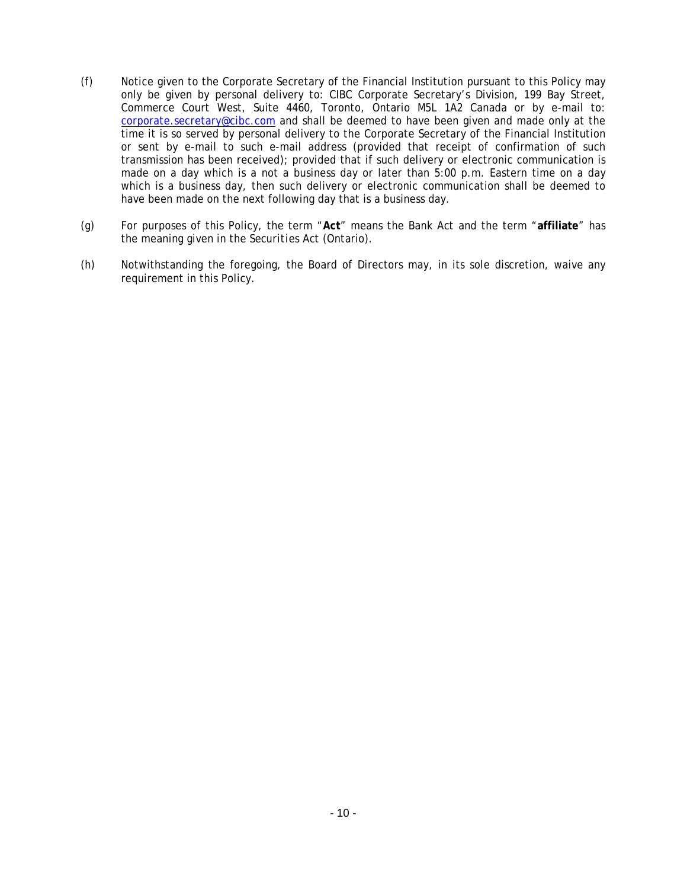(f) Notice given to the Corporate Secretary of the Financial Institution pursuant to this Policy may only be given by personal delivery to: CIBC Corporate Secretary's Division, 199 Bay Street, Commerce Court West, Suite 4460, Toronto, Ontario M5L 1A2 Canada or by e-mail to: corporate.secretary@cibc.com and shall be deemed to have been given and made only at the time it is so served by personal delivery to the Corporate Secretary of the Financial Institution or sent by e-mail to such e-mail address (provided that receipt of confirmation of such transmission has been received); provided that if such delivery or electronic communication is made on a day which is a not a business day or later than 5:00 p.m. Eastern time on a day which is a business day, then such delivery or electronic communication shall be deemed to have been made on the next following day that is a business day.

(g) For purposes of this Policy, the term "**Act**" means the Bank Act and the term "**affiliate**" has the meaning given in the *Securities Act* (Ontario).

(h) Notwithstanding the foregoing, the Board of Directors may, in its sole discretion, waive any requirement in this Policy.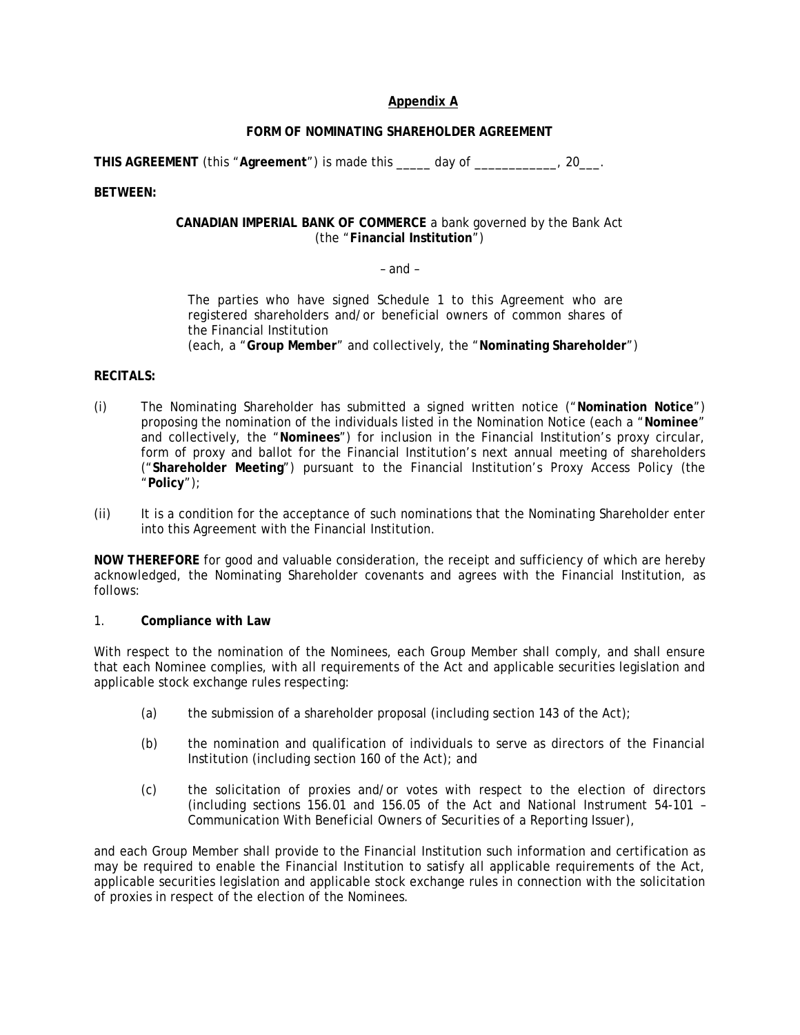## Appendix A

### FORM OF NOMINATING SHAREHOLDER AGREEMENT

**THIS AGREEMENT** (this "**Agreement**") is made this _____ day of ____________, 20___.

**BETWEEN:**

**CANADIAN IMPERIAL BANK OF COMMERCE** a bank governed by the Bank Act (the "**Financial Institution**")

– and –

The parties who have signed Schedule 1 to this Agreement who are registered shareholders and/or beneficial owners of common shares of the Financial Institution (each, a "**Group Member**" and collectively, the "**Nominating Shareholder**")

**RECITALS:**

(i) The Nominating Shareholder has submitted a signed written notice ("**Nomination Notice**") proposing the nomination of the individuals listed in the Nomination Notice (each a "**Nominee**" and collectively, the "**Nominees**") for inclusion in the Financial Institution's proxy circular, form of proxy and ballot for the Financial Institution's next annual meeting of shareholders ("**Shareholder Meeting**") pursuant to the Financial Institution's Proxy Access Policy (the "**Policy**");

(ii) It is a condition for the acceptance of such nominations that the Nominating Shareholder enter into this Agreement with the Financial Institution.

**NOW THEREFORE** for good and valuable consideration, the receipt and sufficiency of which are hereby acknowledged, the Nominating Shareholder covenants and agrees with the Financial Institution, as follows:

1. **Compliance with Law**

With respect to the nomination of the Nominees, each Group Member shall comply, and shall ensure that each Nominee complies, with all requirements of the Act and applicable securities legislation and applicable stock exchange rules respecting:

(a) the submission of a shareholder proposal (including section 143 of the Act);

(b) the nomination and qualification of individuals to serve as directors of the Financial Institution (including section 160 of the Act); and

(c) the solicitation of proxies and/or votes with respect to the election of directors (including sections 156.01 and 156.05 of the Act and National Instrument 54-101 – *Communication With Beneficial Owners of Securities of a Reporting Issuer*),

and each Group Member shall provide to the Financial Institution such information and certification as may be required to enable the Financial Institution to satisfy all applicable requirements of the Act, applicable securities legislation and applicable stock exchange rules in connection with the solicitation of proxies in respect of the election of the Nominees.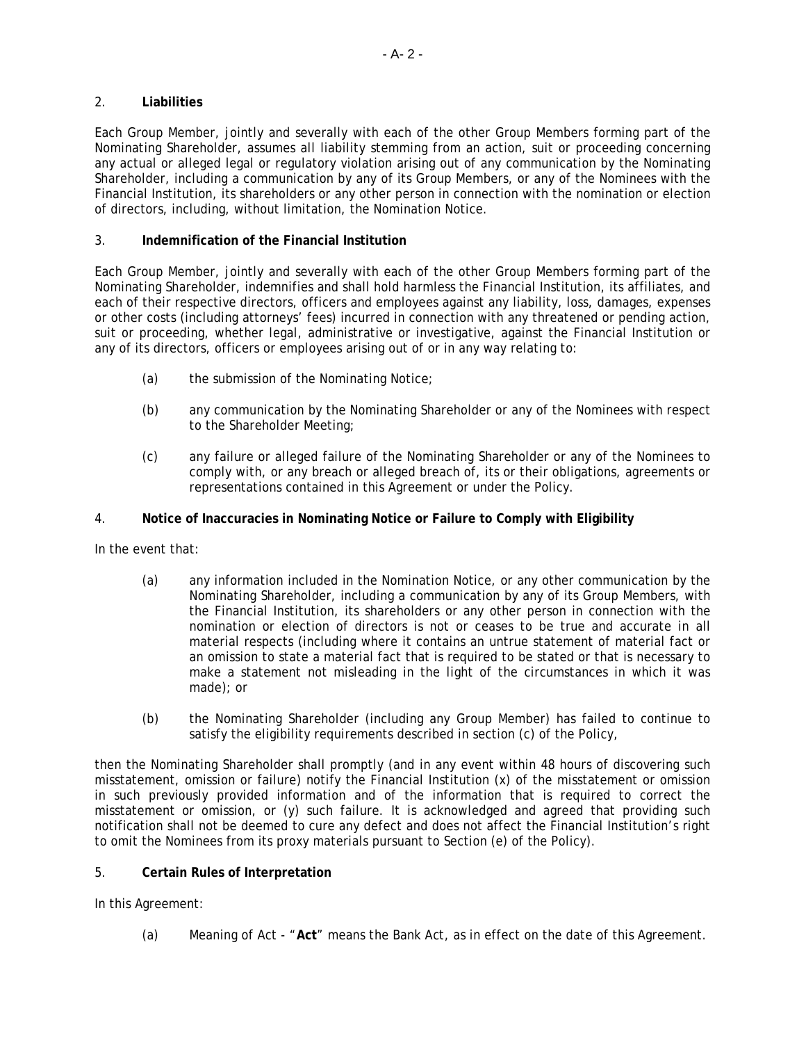## 2. **Liabilities**

Each Group Member, jointly and severally with each of the other Group Members forming part of the Nominating Shareholder, assumes all liability stemming from an action, suit or proceeding concerning any actual or alleged legal or regulatory violation arising out of any communication by the Nominating Shareholder, including a communication by any of its Group Members, or any of the Nominees with the Financial Institution, its shareholders or any other person in connection with the nomination or election of directors, including, without limitation, the Nomination Notice.

## 3. **Indemnification of the Financial Institution**

Each Group Member, jointly and severally with each of the other Group Members forming part of the Nominating Shareholder, indemnifies and shall hold harmless the Financial Institution, its affiliates, and each of their respective directors, officers and employees against any liability, loss, damages, expenses or other costs (including attorneys' fees) incurred in connection with any threatened or pending action, suit or proceeding, whether legal, administrative or investigative, against the Financial Institution or any of its directors, officers or employees arising out of or in any way relating to:

(a) the submission of the Nominating Notice;

(b) any communication by the Nominating Shareholder or any of the Nominees with respect to the Shareholder Meeting;

(c) any failure or alleged failure of the Nominating Shareholder or any of the Nominees to comply with, or any breach or alleged breach of, its or their obligations, agreements or representations contained in this Agreement or under the Policy.

## 4. **Notice of Inaccuracies in Nominating Notice or Failure to Comply with Eligibility**

In the event that:

(a) any information included in the Nomination Notice, or any other communication by the Nominating Shareholder, including a communication by any of its Group Members, with the Financial Institution, its shareholders or any other person in connection with the nomination or election of directors is not or ceases to be true and accurate in all material respects (including where it contains an untrue statement of material fact or an omission to state a material fact that is required to be stated or that is necessary to make a statement not misleading in the light of the circumstances in which it was made); or

(b) the Nominating Shareholder (including any Group Member) has failed to continue to satisfy the eligibility requirements described in section (c) of the Policy,

then the Nominating Shareholder shall promptly (and in any event within 48 hours of discovering such misstatement, omission or failure) notify the Financial Institution (x) of the misstatement or omission in such previously provided information and of the information that is required to correct the misstatement or omission, or (y) such failure. It is acknowledged and agreed that providing such notification shall not be deemed to cure any defect and does not affect the Financial Institution's right to omit the Nominees from its proxy materials pursuant to Section (e) of the Policy).

## 5. **Certain Rules of Interpretation**

In this Agreement:

(a) Meaning of Act - "**Act**" means the Bank Act, as in effect on the date of this Agreement.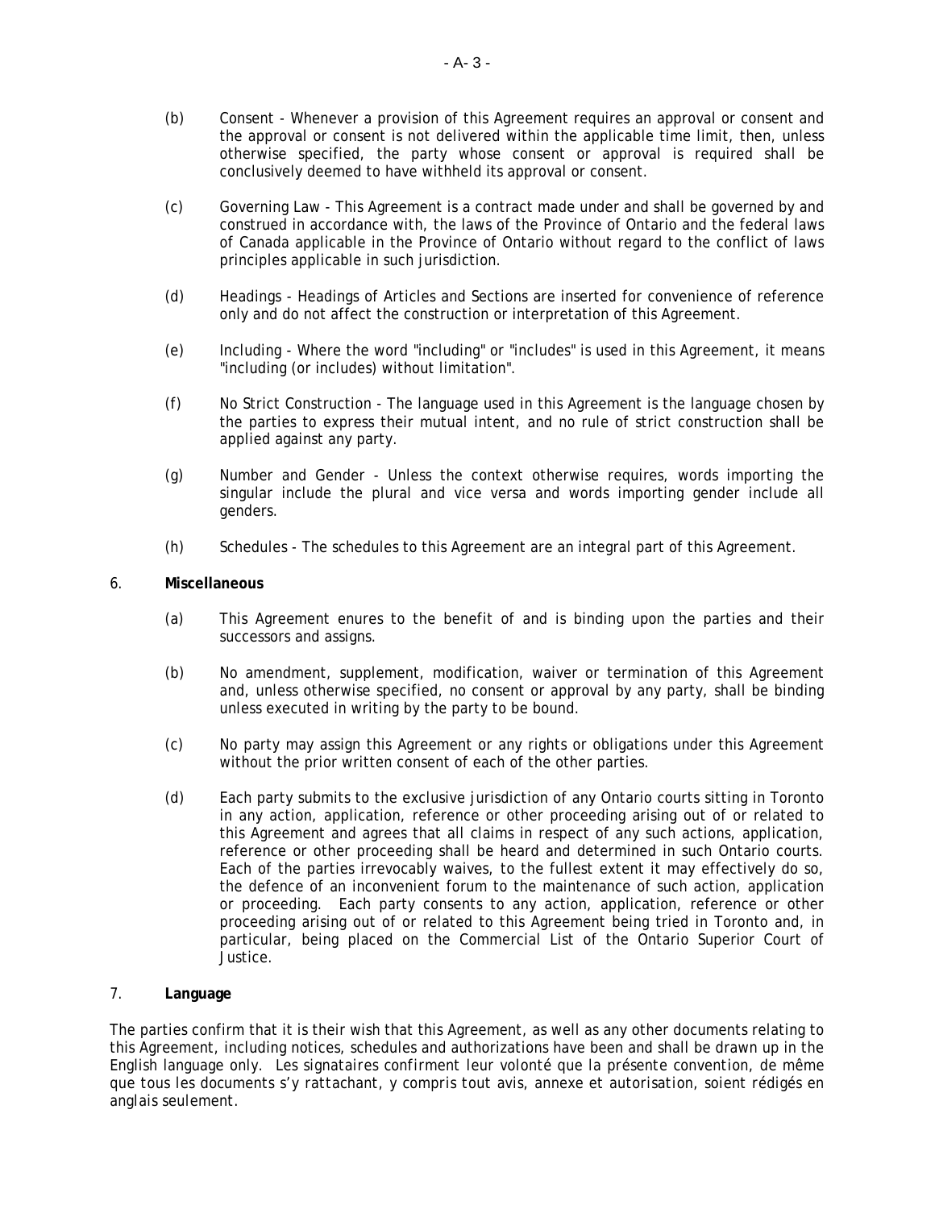(b) Consent - Whenever a provision of this Agreement requires an approval or consent and the approval or consent is not delivered within the applicable time limit, then, unless otherwise specified, the party whose consent or approval is required shall be conclusively deemed to have withheld its approval or consent.

(c) Governing Law - This Agreement is a contract made under and shall be governed by and construed in accordance with, the laws of the Province of Ontario and the federal laws of Canada applicable in the Province of Ontario without regard to the conflict of laws principles applicable in such jurisdiction.

(d) Headings - Headings of Articles and Sections are inserted for convenience of reference only and do not affect the construction or interpretation of this Agreement.

(e) Including - Where the word "including" or "includes" is used in this Agreement, it means "including (or includes) without limitation".

(f) No Strict Construction - The language used in this Agreement is the language chosen by the parties to express their mutual intent, and no rule of strict construction shall be applied against any party.

(g) Number and Gender - Unless the context otherwise requires, words importing the singular include the plural and vice versa and words importing gender include all genders.

(h) Schedules - The schedules to this Agreement are an integral part of this Agreement.

6. **Miscellaneous**

(a) This Agreement enures to the benefit of and is binding upon the parties and their successors and assigns.

(b) No amendment, supplement, modification, waiver or termination of this Agreement and, unless otherwise specified, no consent or approval by any party, shall be binding unless executed in writing by the party to be bound.

(c) No party may assign this Agreement or any rights or obligations under this Agreement without the prior written consent of each of the other parties.

(d) Each party submits to the exclusive jurisdiction of any Ontario courts sitting in Toronto in any action, application, reference or other proceeding arising out of or related to this Agreement and agrees that all claims in respect of any such actions, application, reference or other proceeding shall be heard and determined in such Ontario courts. Each of the parties irrevocably waives, to the fullest extent it may effectively do so, the defence of an inconvenient forum to the maintenance of such action, application or proceeding. Each party consents to any action, application, reference or other proceeding arising out of or related to this Agreement being tried in Toronto and, in particular, being placed on the Commercial List of the Ontario Superior Court of Justice.

7. **Language**

The parties confirm that it is their wish that this Agreement, as well as any other documents relating to this Agreement, including notices, schedules and authorizations have been and shall be drawn up in the English language only. *Les signataires confirment leur volonté que la présente convention, de même que tous les documents s'y rattachant, y compris tout avis, annexe et autorisation, soient rédigés en anglais seulement.*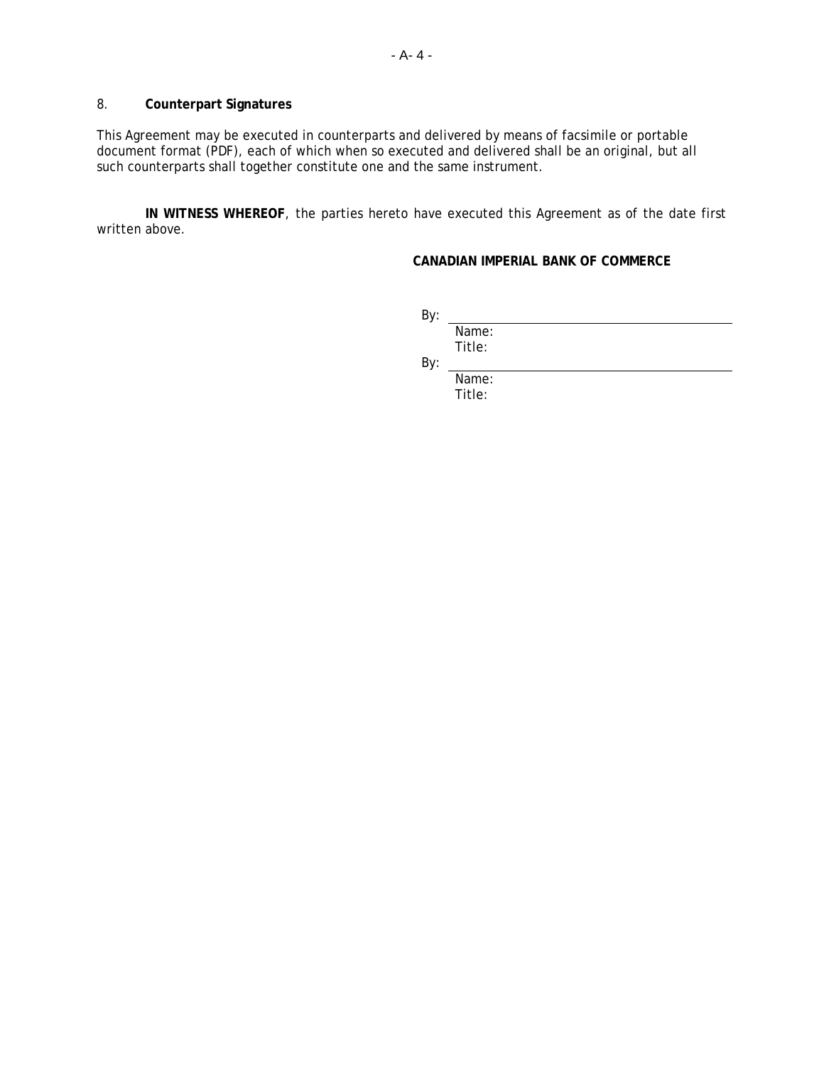8. **Counterpart Signatures**

This Agreement may be executed in counterparts and delivered by means of facsimile or portable document format (PDF), each of which when so executed and delivered shall be an original, but all such counterparts shall together constitute one and the same instrument.

**IN WITNESS WHEREOF**, the parties hereto have executed this Agreement as of the date first written above.

**CANADIAN IMPERIAL BANK OF COMMERCE**

By: ______________________________
Name:
Title:

By: ______________________________
Name:
Title: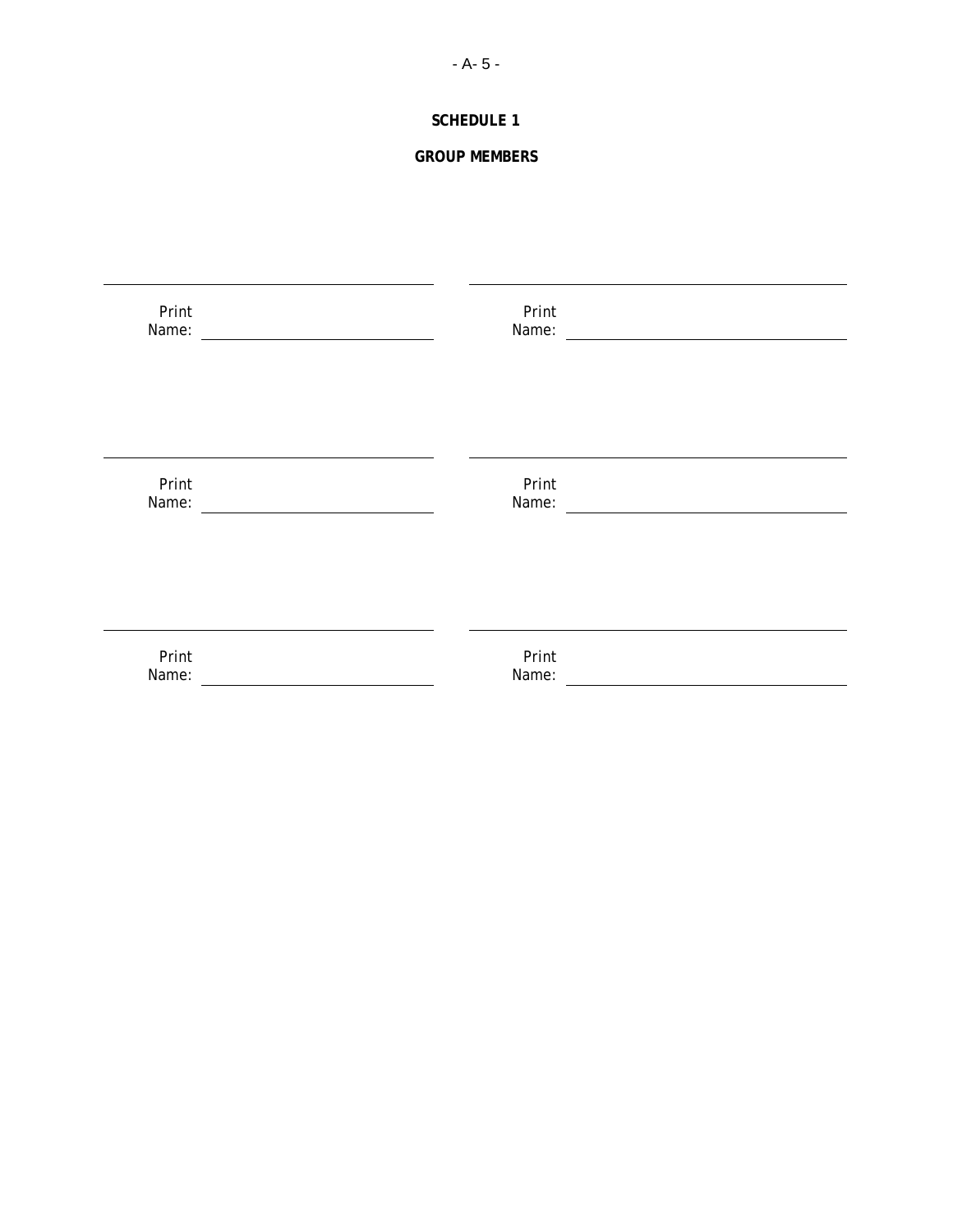**SCHEDULE 1**

**GROUP MEMBERS**

| | |
|---|---|
| \_\_\_\_\_\_\_\_\_\_\_\_\_\_\_\_\_\_\_\_\_\_\_\_\_\_\_\_ | \_\_\_\_\_\_\_\_\_\_\_\_\_\_\_\_\_\_\_\_\_\_\_\_\_\_\_\_ |
| Print Name: \_\_\_\_\_\_\_\_\_\_\_\_\_\_\_\_\_\_\_\_ | Print Name: \_\_\_\_\_\_\_\_\_\_\_\_\_\_\_\_\_\_\_\_ |
| \_\_\_\_\_\_\_\_\_\_\_\_\_\_\_\_\_\_\_\_\_\_\_\_\_\_\_\_ | \_\_\_\_\_\_\_\_\_\_\_\_\_\_\_\_\_\_\_\_\_\_\_\_\_\_\_\_ |
| Print Name: \_\_\_\_\_\_\_\_\_\_\_\_\_\_\_\_\_\_\_\_ | Print Name: \_\_\_\_\_\_\_\_\_\_\_\_\_\_\_\_\_\_\_\_ |
| \_\_\_\_\_\_\_\_\_\_\_\_\_\_\_\_\_\_\_\_\_\_\_\_\_\_\_\_ | \_\_\_\_\_\_\_\_\_\_\_\_\_\_\_\_\_\_\_\_\_\_\_\_\_\_\_\_ |
| Print Name: \_\_\_\_\_\_\_\_\_\_\_\_\_\_\_\_\_\_\_\_ | Print Name: \_\_\_\_\_\_\_\_\_\_\_\_\_\_\_\_\_\_\_\_ |